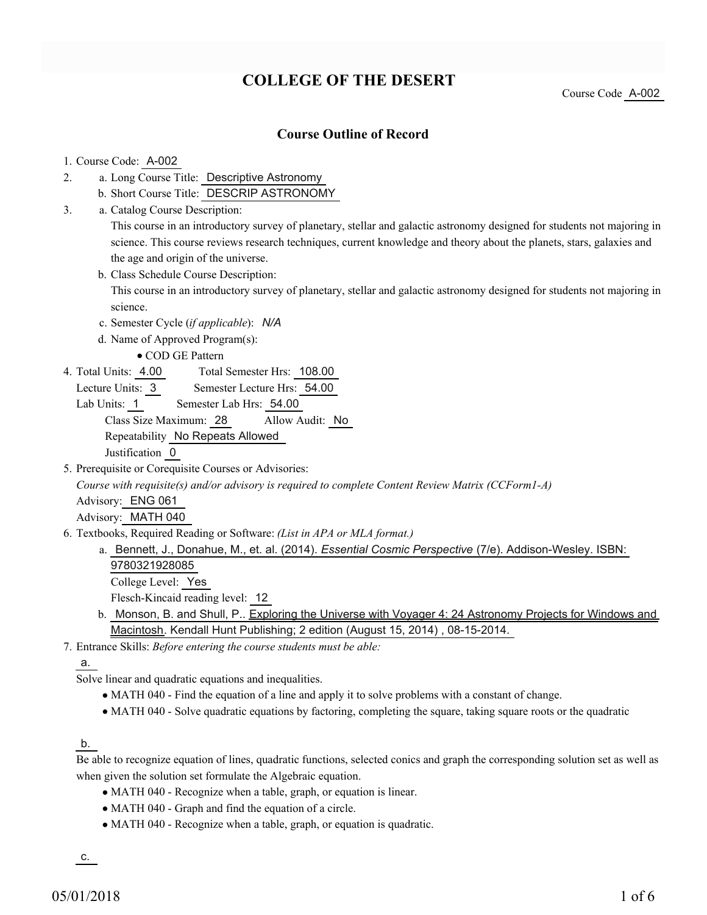# COLLEGE OF THE DESERT

Course Code A-002

## Course Outline of Record

1. Course Code: A-002
2. a. Long Course Title: Descriptive Astronomy
   b. Short Course Title: DESCRIP ASTRONOMY
3. a. Catalog Course Description:
   This course in an introductory survey of planetary, stellar and galactic astronomy designed for students not majoring in science. This course reviews research techniques, current knowledge and theory about the planets, stars, galaxies and the age and origin of the universe.
   b. Class Schedule Course Description:
   This course in an introductory survey of planetary, stellar and galactic astronomy designed for students not majoring in science.
   c. Semester Cycle (*if applicable*): *N/A*
   d. Name of Approved Program(s):
      - COD GE Pattern
4. Total Units: 4.00 Total Semester Hrs: 108.00
   Lecture Units: 3 Semester Lecture Hrs: 54.00
   Lab Units: 1 Semester Lab Hrs: 54.00
   Class Size Maximum: 28 Allow Audit: No
   Repeatability No Repeats Allowed
   Justification 0
5. Prerequisite or Corequisite Courses or Advisories:
   *Course with requisite(s) and/or advisory is required to complete Content Review Matrix (CCForm1-A)*
   Advisory: ENG 061
   Advisory: MATH 040
6. Textbooks, Required Reading or Software: *(List in APA or MLA format.)*
   a. Bennett, J., Donahue, M., et. al. (2014). *Essential Cosmic Perspective* (7/e). Addison-Wesley. ISBN: 9780321928085
      College Level: Yes
      Flesch-Kincaid reading level: 12
   b. Monson, B. and Shull, P.. Exploring the Universe with Voyager 4: 24 Astronomy Projects for Windows and Macintosh. Kendall Hunt Publishing; 2 edition (August 15, 2014) , 08-15-2014.
7. Entrance Skills: *Before entering the course students must be able:*

   a.

   Solve linear and quadratic equations and inequalities.
   - MATH 040 - Find the equation of a line and apply it to solve problems with a constant of change.
   - MATH 040 - Solve quadratic equations by factoring, completing the square, taking square roots or the quadratic

   b.

   Be able to recognize equation of lines, quadratic functions, selected conics and graph the corresponding solution set as well as when given the solution set formulate the Algebraic equation.
   - MATH 040 - Recognize when a table, graph, or equation is linear.
   - MATH 040 - Graph and find the equation of a circle.
   - MATH 040 - Recognize when a table, graph, or equation is quadratic.

   c.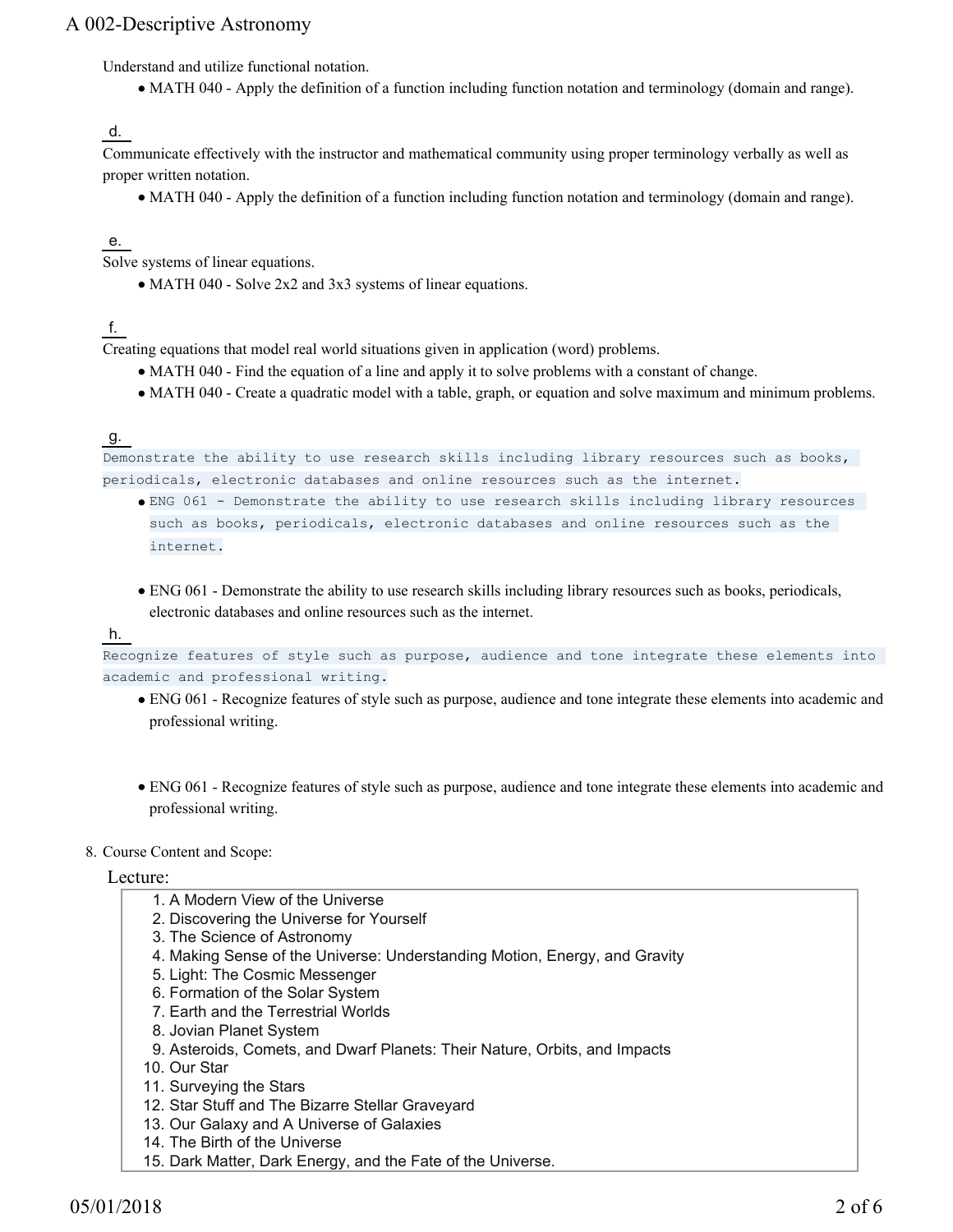Understand and utilize functional notation.

- MATH 040 - Apply the definition of a function including function notation and terminology (domain and range).

d.

Communicate effectively with the instructor and mathematical community using proper terminology verbally as well as proper written notation.

- MATH 040 - Apply the definition of a function including function notation and terminology (domain and range).

e.

Solve systems of linear equations.

- MATH 040 - Solve 2x2 and 3x3 systems of linear equations.

f.

Creating equations that model real world situations given in application (word) problems.

- MATH 040 - Find the equation of a line and apply it to solve problems with a constant of change.
- MATH 040 - Create a quadratic model with a table, graph, or equation and solve maximum and minimum problems.

g.

Demonstrate the ability to use research skills including library resources such as books, periodicals, electronic databases and online resources such as the internet.

- ENG 061 - Demonstrate the ability to use research skills including library resources such as books, periodicals, electronic databases and online resources such as the internet.

- ENG 061 - Demonstrate the ability to use research skills including library resources such as books, periodicals, electronic databases and online resources such as the internet.

h.

Recognize features of style such as purpose, audience and tone integrate these elements into academic and professional writing.

- ENG 061 - Recognize features of style such as purpose, audience and tone integrate these elements into academic and professional writing.

- ENG 061 - Recognize features of style such as purpose, audience and tone integrate these elements into academic and professional writing.

8. Course Content and Scope:

Lecture:

1. A Modern View of the Universe
2. Discovering the Universe for Yourself
3. The Science of Astronomy
4. Making Sense of the Universe: Understanding Motion, Energy, and Gravity
5. Light: The Cosmic Messenger
6. Formation of the Solar System
7. Earth and the Terrestrial Worlds
8. Jovian Planet System
9. Asteroids, Comets, and Dwarf Planets: Their Nature, Orbits, and Impacts
10. Our Star
11. Surveying the Stars
12. Star Stuff and The Bizarre Stellar Graveyard
13. Our Galaxy and A Universe of Galaxies
14. The Birth of the Universe
15. Dark Matter, Dark Energy, and the Fate of the Universe.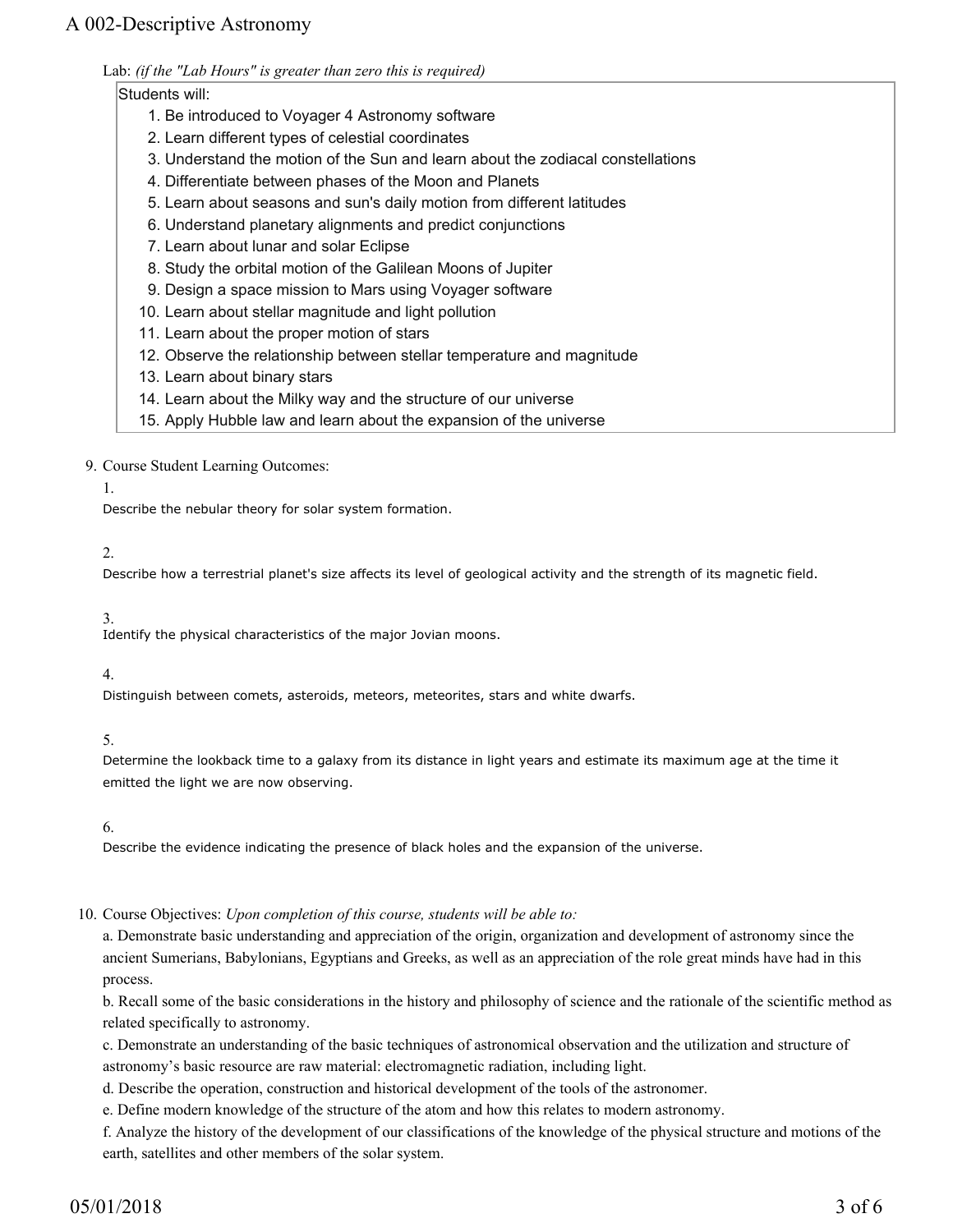Lab: *(if the "Lab Hours" is greater than zero this is required)*

Students will:

1. Be introduced to Voyager 4 Astronomy software
2. Learn different types of celestial coordinates
3. Understand the motion of the Sun and learn about the zodiacal constellations
4. Differentiate between phases of the Moon and Planets
5. Learn about seasons and sun's daily motion from different latitudes
6. Understand planetary alignments and predict conjunctions
7. Learn about lunar and solar Eclipse
8. Study the orbital motion of the Galilean Moons of Jupiter
9. Design a space mission to Mars using Voyager software
10. Learn about stellar magnitude and light pollution
11. Learn about the proper motion of stars
12. Observe the relationship between stellar temperature and magnitude
13. Learn about binary stars
14. Learn about the Milky way and the structure of our universe
15. Apply Hubble law and learn about the expansion of the universe

9. Course Student Learning Outcomes:

1.
Describe the nebular theory for solar system formation.

2.
Describe how a terrestrial planet's size affects its level of geological activity and the strength of its magnetic field.

3.
Identify the physical characteristics of the major Jovian moons.

4.
Distinguish between comets, asteroids, meteors, meteorites, stars and white dwarfs.

5.
Determine the lookback time to a galaxy from its distance in light years and estimate its maximum age at the time it emitted the light we are now observing.

6.
Describe the evidence indicating the presence of black holes and the expansion of the universe.

10. Course Objectives: *Upon completion of this course, students will be able to:*

a. Demonstrate basic understanding and appreciation of the origin, organization and development of astronomy since the ancient Sumerians, Babylonians, Egyptians and Greeks, as well as an appreciation of the role great minds have had in this process.

b. Recall some of the basic considerations in the history and philosophy of science and the rationale of the scientific method as related specifically to astronomy.

c. Demonstrate an understanding of the basic techniques of astronomical observation and the utilization and structure of astronomy's basic resource are raw material: electromagnetic radiation, including light.

d. Describe the operation, construction and historical development of the tools of the astronomer.

e. Define modern knowledge of the structure of the atom and how this relates to modern astronomy.

f. Analyze the history of the development of our classifications of the knowledge of the physical structure and motions of the earth, satellites and other members of the solar system.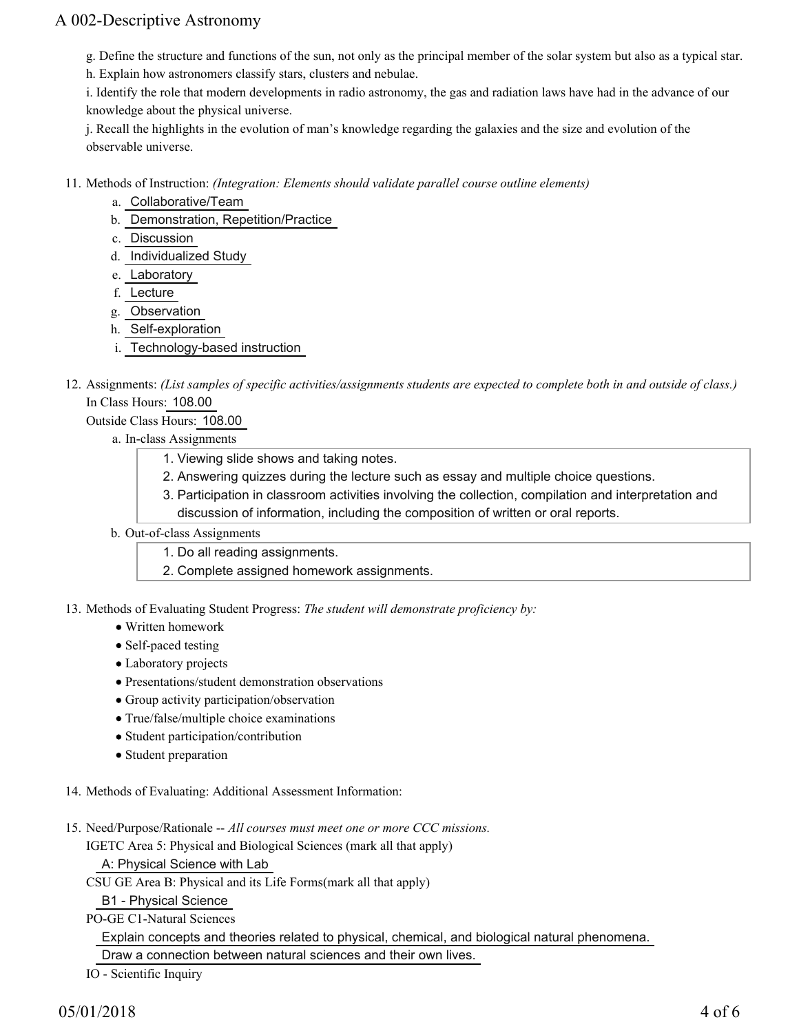g. Define the structure and functions of the sun, not only as the principal member of the solar system but also as a typical star.

h. Explain how astronomers classify stars, clusters and nebulae.

i. Identify the role that modern developments in radio astronomy, the gas and radiation laws have had in the advance of our knowledge about the physical universe.

j. Recall the highlights in the evolution of man's knowledge regarding the galaxies and the size and evolution of the observable universe.

11. Methods of Instruction: *(Integration: Elements should validate parallel course outline elements)*
    a. Collaborative/Team
    b. Demonstration, Repetition/Practice
    c. Discussion
    d. Individualized Study
    e. Laboratory
    f. Lecture
    g. Observation
    h. Self-exploration
    i. Technology-based instruction

12. Assignments: *(List samples of specific activities/assignments students are expected to complete both in and outside of class.)*
    In Class Hours: 108.00
    Outside Class Hours: 108.00
    a. In-class Assignments
        1. Viewing slide shows and taking notes.
        2. Answering quizzes during the lecture such as essay and multiple choice questions.
        3. Participation in classroom activities involving the collection, compilation and interpretation and discussion of information, including the composition of written or oral reports.
    b. Out-of-class Assignments
        1. Do all reading assignments.
        2. Complete assigned homework assignments.

13. Methods of Evaluating Student Progress: *The student will demonstrate proficiency by:*
    - Written homework
    - Self-paced testing
    - Laboratory projects
    - Presentations/student demonstration observations
    - Group activity participation/observation
    - True/false/multiple choice examinations
    - Student participation/contribution
    - Student preparation

14. Methods of Evaluating: Additional Assessment Information:

15. Need/Purpose/Rationale -- *All courses must meet one or more CCC missions.*
    IGETC Area 5: Physical and Biological Sciences (mark all that apply)
    A: Physical Science with Lab
    CSU GE Area B: Physical and its Life Forms(mark all that apply)
    B1 - Physical Science
    PO-GE C1-Natural Sciences
    Explain concepts and theories related to physical, chemical, and biological natural phenomena.
    Draw a connection between natural sciences and their own lives.
    IO - Scientific Inquiry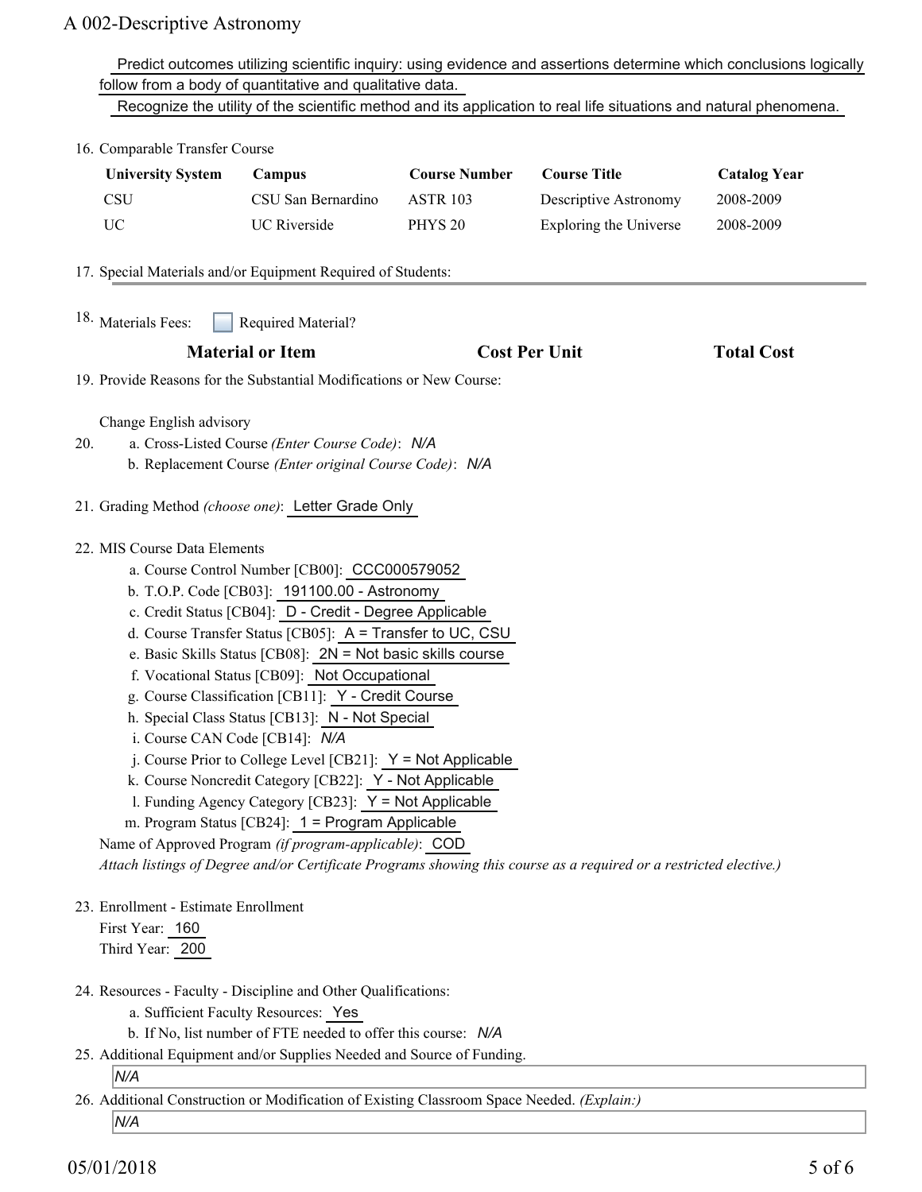Predict outcomes utilizing scientific inquiry: using evidence and assertions determine which conclusions logically follow from a body of quantitative and qualitative data.

Recognize the utility of the scientific method and its application to real life situations and natural phenomena.

16. Comparable Transfer Course

| University System | Campus | Course Number | Course Title | Catalog Year |
|---|---|---|---|---|
| CSU | CSU San Bernardino | ASTR 103 | Descriptive Astronomy | 2008-2009 |
| UC | UC Riverside | PHYS 20 | Exploring the Universe | 2008-2009 |

17. Special Materials and/or Equipment Required of Students:

18. Materials Fees: ☐ Required Material?

| Material or Item | Cost Per Unit | Total Cost |
|---|---|---|

19. Provide Reasons for the Substantial Modifications or New Course:

Change English advisory

20. a. Cross-Listed Course *(Enter Course Code)*: *N/A*
    b. Replacement Course *(Enter original Course Code)*: *N/A*

21. Grading Method *(choose one)*: Letter Grade Only

22. MIS Course Data Elements
    a. Course Control Number [CB00]: CCC000579052
    b. T.O.P. Code [CB03]: 191100.00 - Astronomy
    c. Credit Status [CB04]: D - Credit - Degree Applicable
    d. Course Transfer Status [CB05]: A = Transfer to UC, CSU
    e. Basic Skills Status [CB08]: 2N = Not basic skills course
    f. Vocational Status [CB09]: Not Occupational
    g. Course Classification [CB11]: Y - Credit Course
    h. Special Class Status [CB13]: N - Not Special
    i. Course CAN Code [CB14]: *N/A*
    j. Course Prior to College Level [CB21]: Y = Not Applicable
    k. Course Noncredit Category [CB22]: Y - Not Applicable
    l. Funding Agency Category [CB23]: Y = Not Applicable
    m. Program Status [CB24]: 1 = Program Applicable

    Name of Approved Program *(if program-applicable)*: COD

    *Attach listings of Degree and/or Certificate Programs showing this course as a required or a restricted elective.)*

23. Enrollment - Estimate Enrollment
    First Year: 160
    Third Year: 200

24. Resources - Faculty - Discipline and Other Qualifications:
    a. Sufficient Faculty Resources: Yes
    b. If No, list number of FTE needed to offer this course: *N/A*

25. Additional Equipment and/or Supplies Needed and Source of Funding.

    *N/A*

26. Additional Construction or Modification of Existing Classroom Space Needed. *(Explain:)*

    *N/A*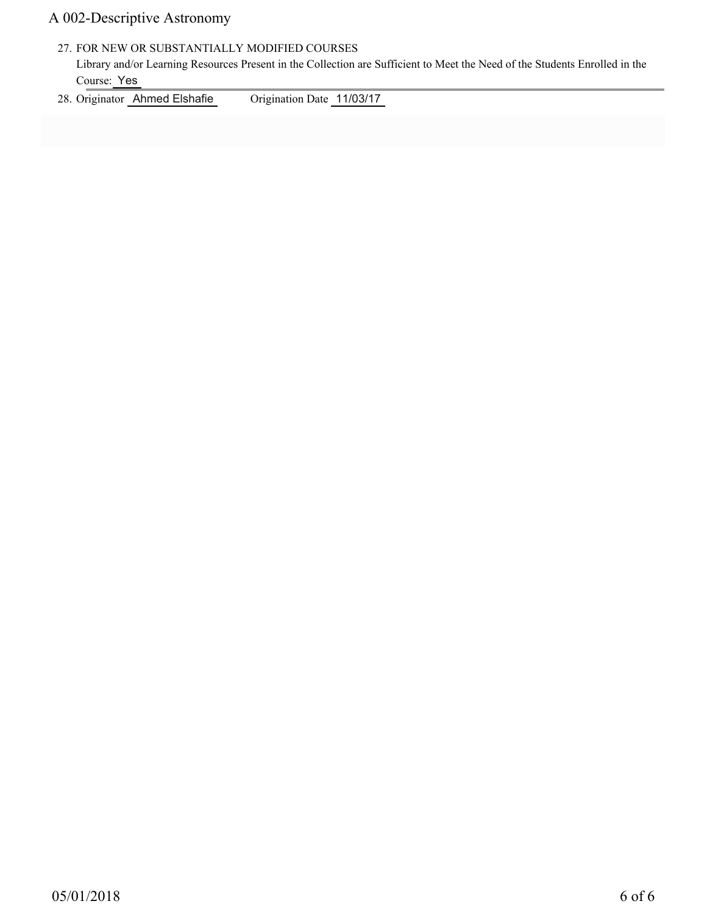27. FOR NEW OR SUBSTANTIALLY MODIFIED COURSES
    Library and/or Learning Resources Present in the Collection are Sufficient to Meet the Need of the Students Enrolled in the Course: Yes

28. Originator Ahmed Elshafie Origination Date 11/03/17